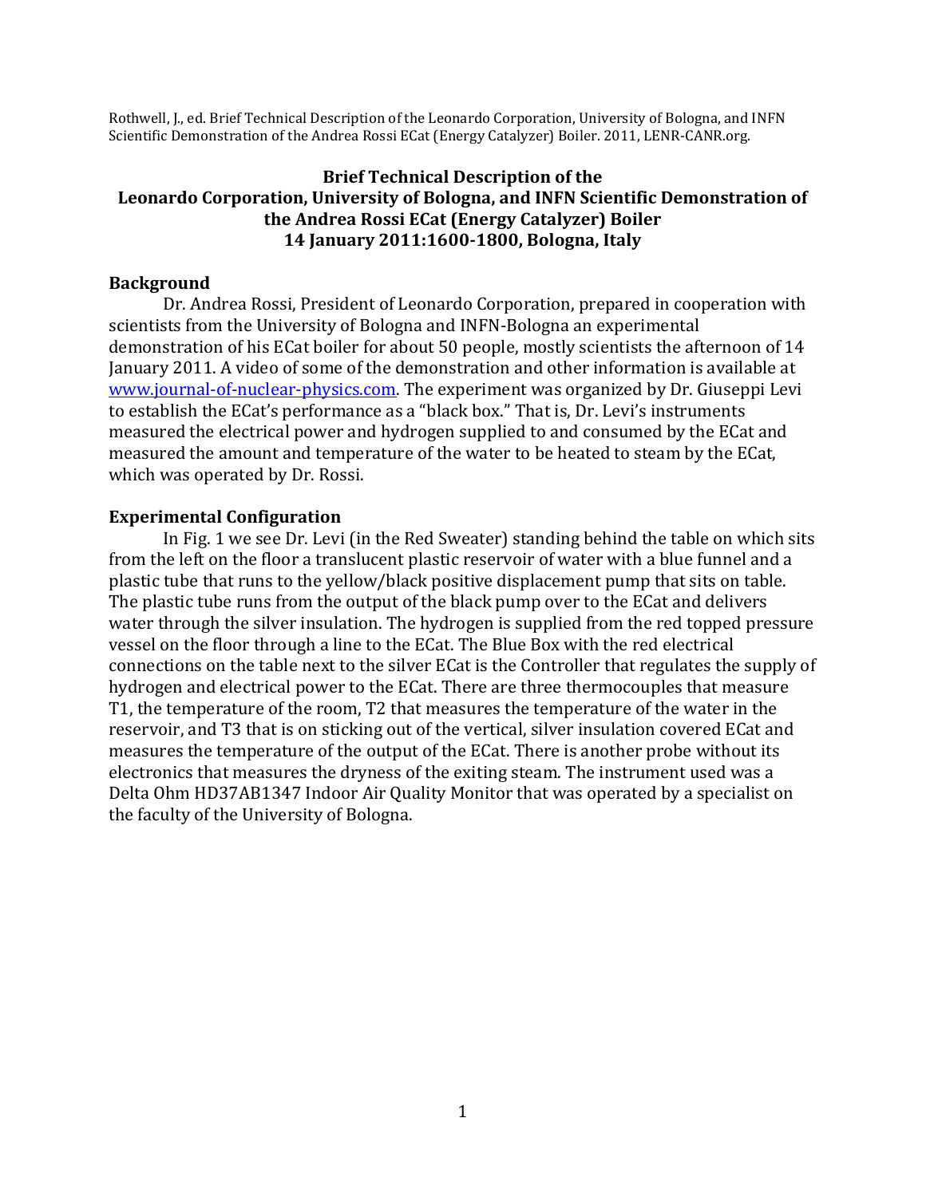Rothwell, J., ed. Brief Technical Description of the Leonardo Corporation, University of Bologna, and INFN Scientific Demonstration of the Andrea Rossi ECat (Energy Catalyzer) Boiler. 2011, LENR-CANR.org.

# Brief Technical Description of the Leonardo Corporation, University of Bologna, and INFN Scientific Demonstration of the Andrea Rossi ECat (Energy Catalyzer) Boiler 14 January 2011:1600-1800, Bologna, Italy

## Background

Dr. Andrea Rossi, President of Leonardo Corporation, prepared in cooperation with scientists from the University of Bologna and INFN-Bologna an experimental demonstration of his ECat boiler for about 50 people, mostly scientists the afternoon of 14 January 2011. A video of some of the demonstration and other information is available at www.journal-of-nuclear-physics.com. The experiment was organized by Dr. Giuseppi Levi to establish the ECat's performance as a "black box." That is, Dr. Levi's instruments measured the electrical power and hydrogen supplied to and consumed by the ECat and measured the amount and temperature of the water to be heated to steam by the ECat, which was operated by Dr. Rossi.

## Experimental Configuration

In Fig. 1 we see Dr. Levi (in the Red Sweater) standing behind the table on which sits from the left on the floor a translucent plastic reservoir of water with a blue funnel and a plastic tube that runs to the yellow/black positive displacement pump that sits on table. The plastic tube runs from the output of the black pump over to the ECat and delivers water through the silver insulation. The hydrogen is supplied from the red topped pressure vessel on the floor through a line to the ECat. The Blue Box with the red electrical connections on the table next to the silver ECat is the Controller that regulates the supply of hydrogen and electrical power to the ECat. There are three thermocouples that measure T1, the temperature of the room, T2 that measures the temperature of the water in the reservoir, and T3 that is on sticking out of the vertical, silver insulation covered ECat and measures the temperature of the output of the ECat. There is another probe without its electronics that measures the dryness of the exiting steam. The instrument used was a Delta Ohm HD37AB1347 Indoor Air Quality Monitor that was operated by a specialist on the faculty of the University of Bologna.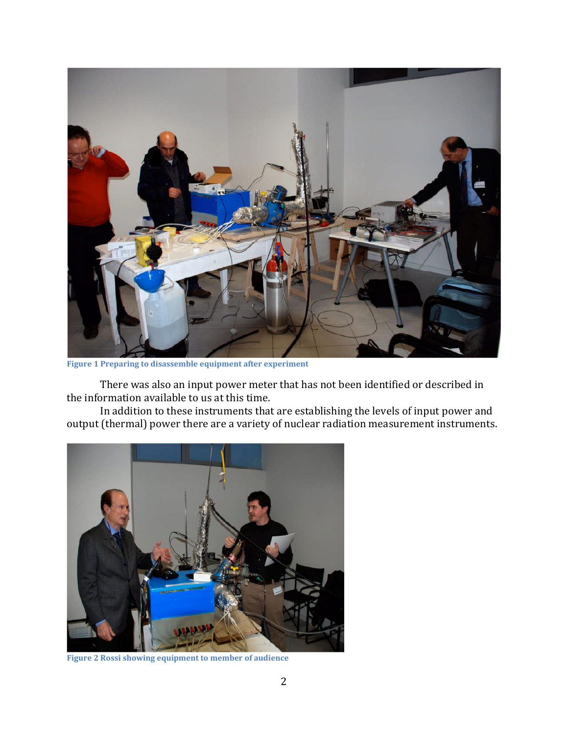Figure 1 Preparing to disassemble equipment after experiment

There was also an input power meter that has not been identified or described in the information available to us at this time.

In addition to these instruments that are establishing the levels of input power and output (thermal) power there are a variety of nuclear radiation measurement instruments.

Figure 2 Rossi showing equipment to member of audience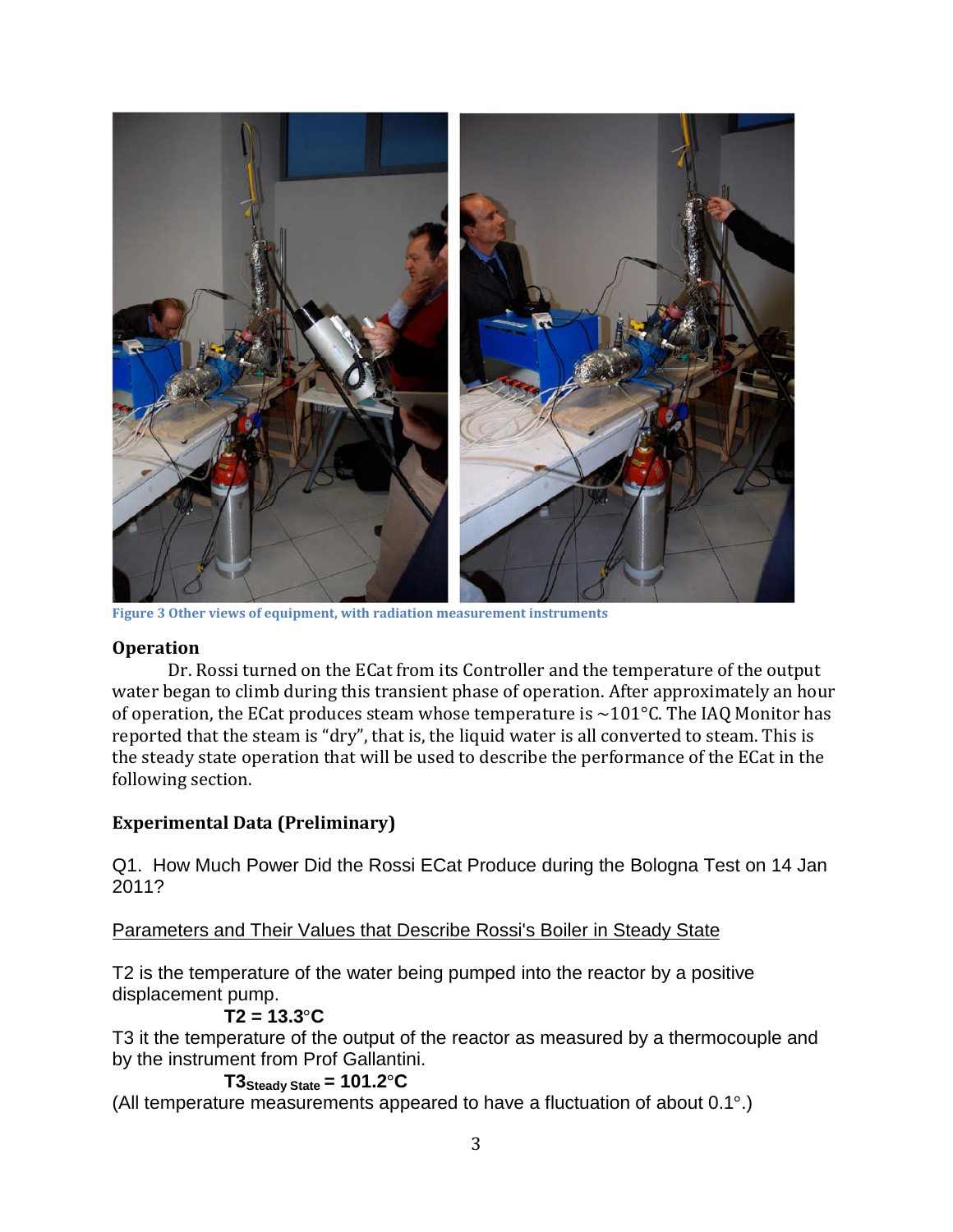Figure 3 Other views of equipment, with radiation measurement instruments

## Operation

Dr. Rossi turned on the ECat from its Controller and the temperature of the output water began to climb during this transient phase of operation. After approximately an hour of operation, the ECat produces steam whose temperature is ~101°C. The IAQ Monitor has reported that the steam is "dry", that is, the liquid water is all converted to steam. This is the steady state operation that will be used to describe the performance of the ECat in the following section.

## Experimental Data (Preliminary)

Q1. How Much Power Did the Rossi ECat Produce during the Bologna Test on 14 Jan 2011?

<u>Parameters and Their Values that Describe Rossi's Boiler in Steady State</u>

T2 is the temperature of the water being pumped into the reactor by a positive displacement pump.

**$T2 = 13.3°C$**

T3 it the temperature of the output of the reactor as measured by a thermocouple and by the instrument from Prof Gallantini.

**$T3_{Steady\ State} = 101.2°C$**

(All temperature measurements appeared to have a fluctuation of about 0.1°.)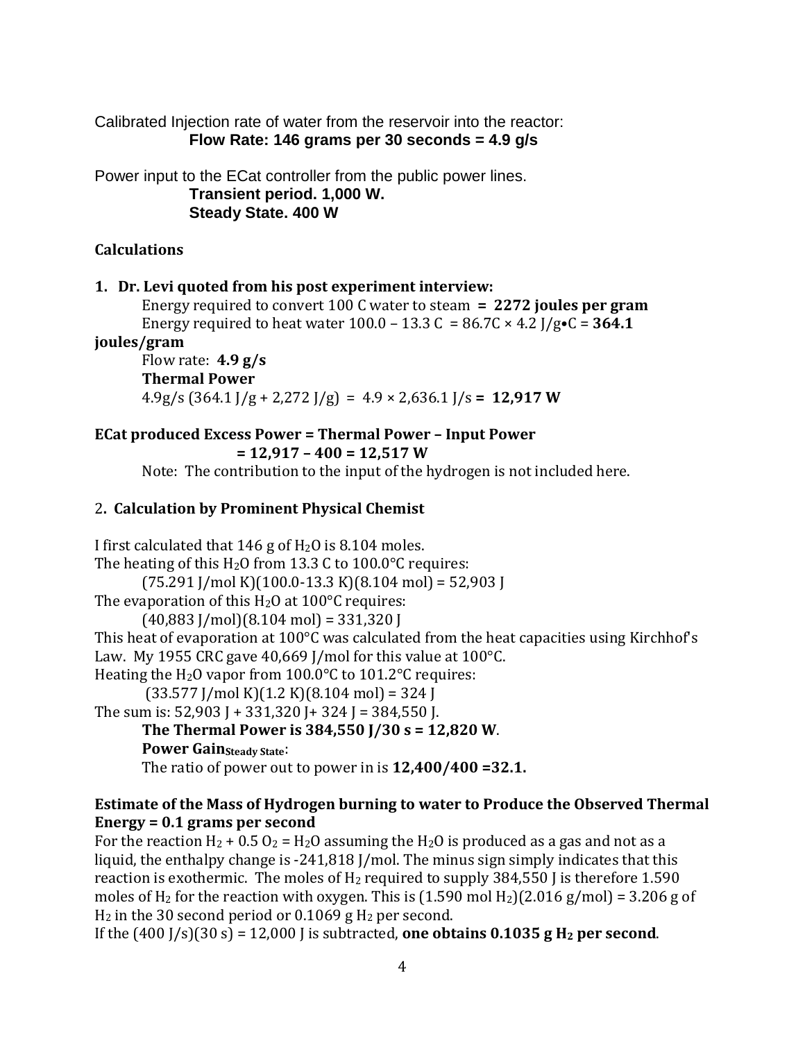Calibrated Injection rate of water from the reservoir into the reactor:

**Flow Rate: 146 grams per 30 seconds = 4.9 g/s**

Power input to the ECat controller from the public power lines.

**Transient period. 1,000 W.**
**Steady State. 400 W**

**Calculations**

**1. Dr. Levi quoted from his post experiment interview:**

Energy required to convert 100 C water to steam **= 2272 joules per gram**
Energy required to heat water 100.0 – 13.3 C = 86.7C × 4.2 J/g•C = **364.1 joules/gram**
Flow rate: **4.9 g/s**
**Thermal Power**
4.9g/s (364.1 J/g + 2,272 J/g) = 4.9 × 2,636.1 J/s **= 12,917 W**

**ECat produced Excess Power = Thermal Power – Input Power**
**= 12,917 – 400 = 12,517 W**

Note: The contribution to the input of the hydrogen is not included here.

**2. Calculation by Prominent Physical Chemist**

I first calculated that 146 g of $H_2O$ is 8.104 moles.
The heating of this $H_2O$ from 13.3 C to 100.0°C requires:
(75.291 J/mol K)(100.0-13.3 K)(8.104 mol) = 52,903 J
The evaporation of this $H_2O$ at 100°C requires:
(40,883 J/mol)(8.104 mol) = 331,320 J
This heat of evaporation at 100°C was calculated from the heat capacities using Kirchhof's Law. My 1955 CRC gave 40,669 J/mol for this value at 100°C.
Heating the $H_2O$ vapor from 100.0°C to 101.2°C requires:
(33.577 J/mol K)(1.2 K)(8.104 mol) = 324 J
The sum is: 52,903 J + 331,320 J+ 324 J = 384,550 J.
**The Thermal Power is 384,550 J/30 s = 12,820 W**.
**Power Gain$_{\text{Steady State}}$**:
The ratio of power out to power in is **12,400/400 =32.1.**

**Estimate of the Mass of Hydrogen burning to water to Produce the Observed Thermal Energy = 0.1 grams per second**

For the reaction $H_2 + 0.5\ O_2 = H_2O$ assuming the $H_2O$ is produced as a gas and not as a liquid, the enthalpy change is -241,818 J/mol. The minus sign simply indicates that this reaction is exothermic. The moles of $H_2$ required to supply 384,550 J is therefore 1.590 moles of $H_2$ for the reaction with oxygen. This is (1.590 mol $H_2$)(2.016 g/mol) = 3.206 g of $H_2$ in the 30 second period or 0.1069 g $H_2$ per second.
If the (400 J/s)(30 s) = 12,000 J is subtracted, **one obtains 0.1035 g $H_2$ per second**.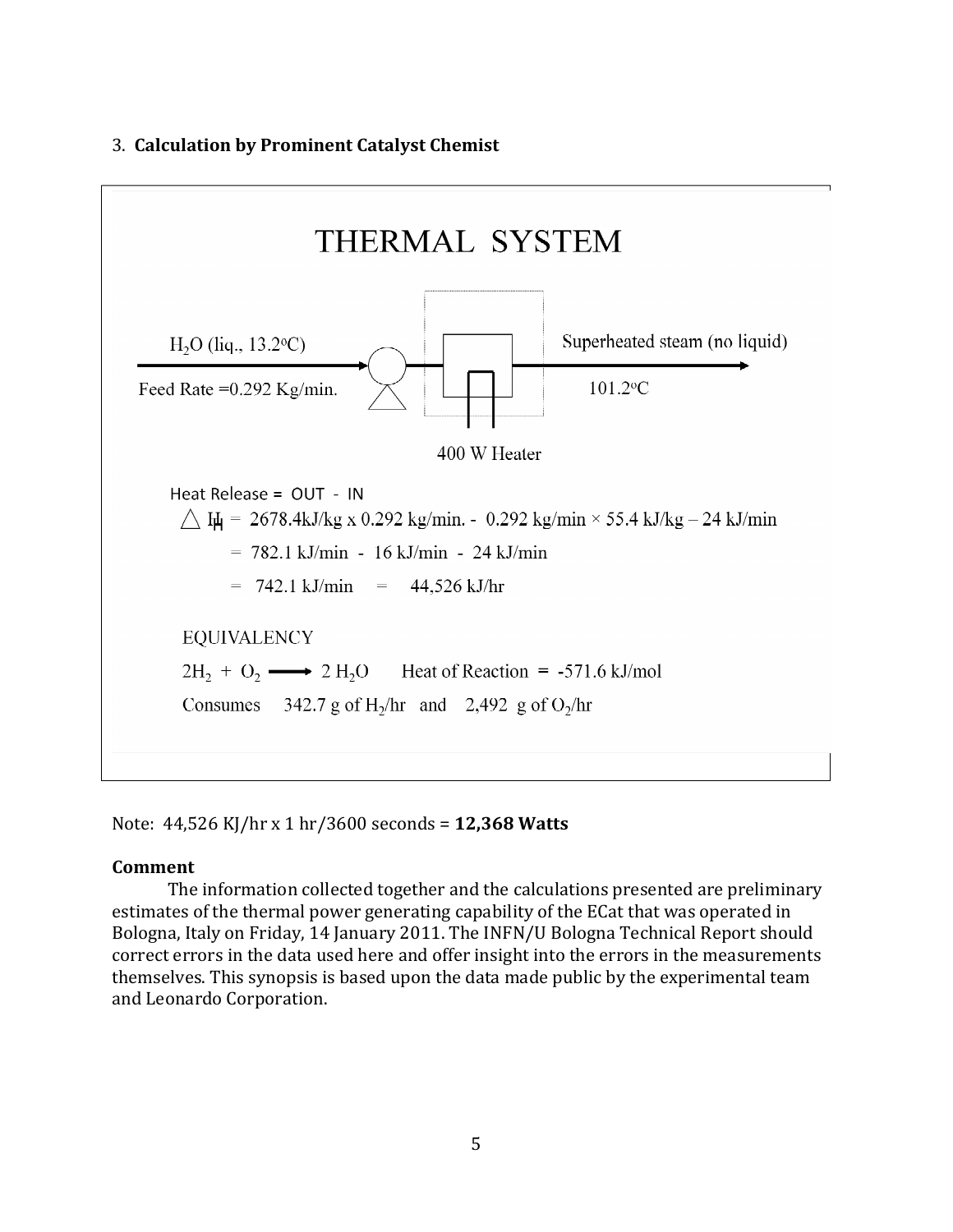3. **Calculation by Prominent Catalyst Chemist**

THERMAL SYSTEM

$H_2O$ (liq., 13.2°C)

Feed Rate =0.292 Kg/min.

Superheated steam (no liquid)

101.2°C

400 W Heater

Heat Release = OUT - IN

$$\Delta H = 2678.4\text{kJ/kg} \times 0.292 \text{ kg/min.} - 0.292 \text{ kg/min} \times 55.4 \text{ kJ/kg} - 24 \text{ kJ/min}$$

$$= 782.1 \text{ kJ/min} - 16 \text{ kJ/min} - 24 \text{ kJ/min}$$

$$= 742.1 \text{ kJ/min} = 44{,}526 \text{ kJ/hr}$$

EQUIVALENCY

$2H_2 + O_2 \longrightarrow 2\,H_2O$ Heat of Reaction = -571.6 kJ/mol

Consumes 342.7 g of $H_2$/hr and 2,492 g of $O_2$/hr

Note: 44,526 KJ/hr x 1 hr/3600 seconds = **12,368 Watts**

**Comment**

The information collected together and the calculations presented are preliminary estimates of the thermal power generating capability of the ECat that was operated in Bologna, Italy on Friday, 14 January 2011. The INFN/U Bologna Technical Report should correct errors in the data used here and offer insight into the errors in the measurements themselves. This synopsis is based upon the data made public by the experimental team and Leonardo Corporation.